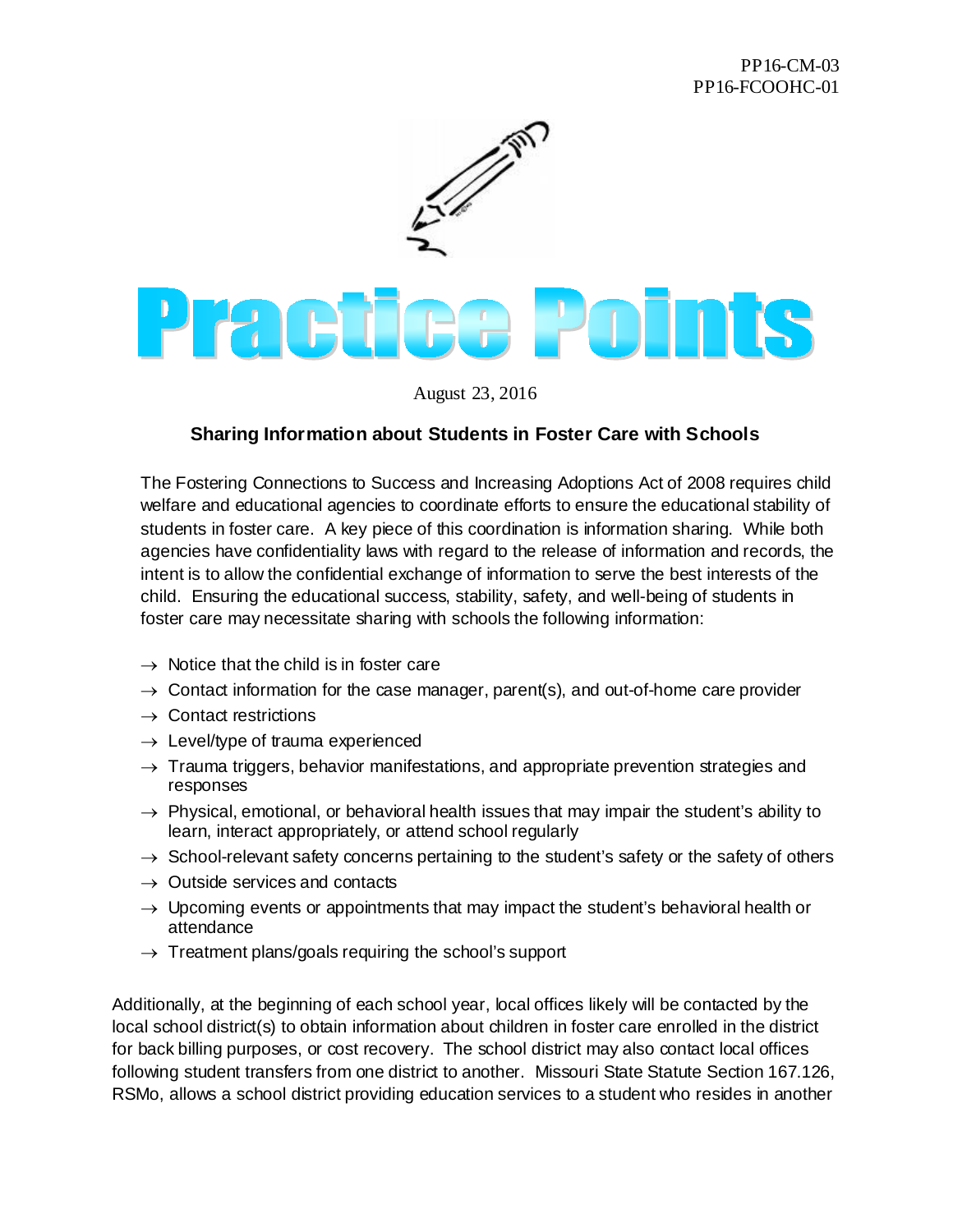PP16-CM-03
PP16-FCOOHC-01

# Practice Points

August 23, 2016

## Sharing Information about Students in Foster Care with Schools

The Fostering Connections to Success and Increasing Adoptions Act of 2008 requires child welfare and educational agencies to coordinate efforts to ensure the educational stability of students in foster care. A key piece of this coordination is information sharing. While both agencies have confidentiality laws with regard to the release of information and records, the intent is to allow the confidential exchange of information to serve the best interests of the child. Ensuring the educational success, stability, safety, and well-being of students in foster care may necessitate sharing with schools the following information:

- → Notice that the child is in foster care
- → Contact information for the case manager, parent(s), and out-of-home care provider
- → Contact restrictions
- → Level/type of trauma experienced
- → Trauma triggers, behavior manifestations, and appropriate prevention strategies and responses
- → Physical, emotional, or behavioral health issues that may impair the student's ability to learn, interact appropriately, or attend school regularly
- → School-relevant safety concerns pertaining to the student's safety or the safety of others
- → Outside services and contacts
- → Upcoming events or appointments that may impact the student's behavioral health or attendance
- → Treatment plans/goals requiring the school's support

Additionally, at the beginning of each school year, local offices likely will be contacted by the local school district(s) to obtain information about children in foster care enrolled in the district for back billing purposes, or cost recovery. The school district may also contact local offices following student transfers from one district to another. Missouri State Statute Section 167.126, RSMo, allows a school district providing education services to a student who resides in another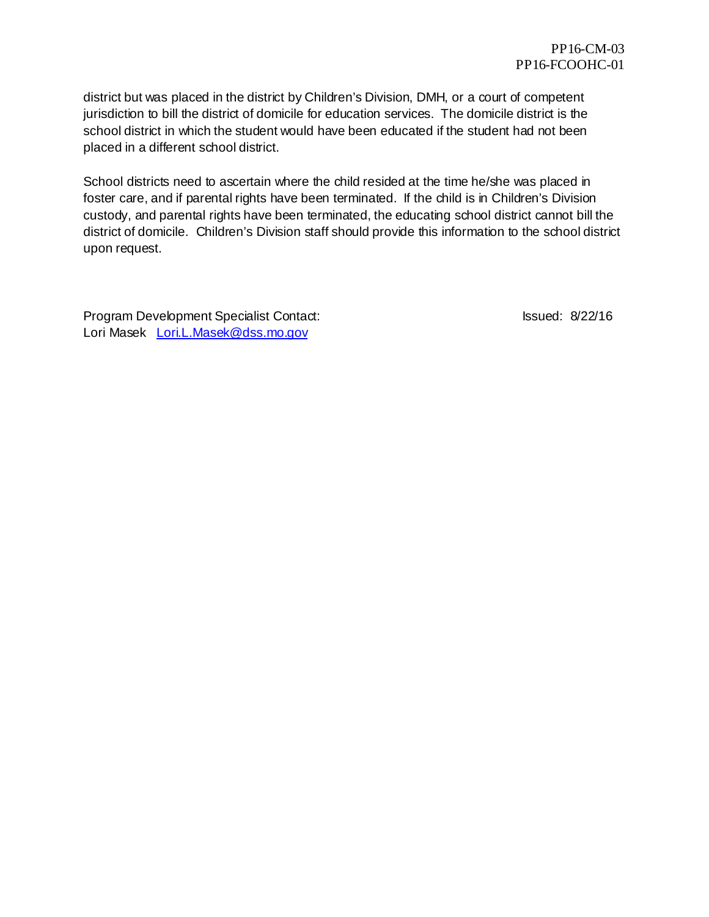district but was placed in the district by Children's Division, DMH, or a court of competent jurisdiction to bill the district of domicile for education services. The domicile district is the school district in which the student would have been educated if the student had not been placed in a different school district.

School districts need to ascertain where the child resided at the time he/she was placed in foster care, and if parental rights have been terminated. If the child is in Children's Division custody, and parental rights have been terminated, the educating school district cannot bill the district of domicile. Children's Division staff should provide this information to the school district upon request.

Program Development Specialist Contact:
Lori Masek [Lori.L.Masek@dss.mo.gov](mailto:Lori.L.Masek@dss.mo.gov)

Issued: 8/22/16